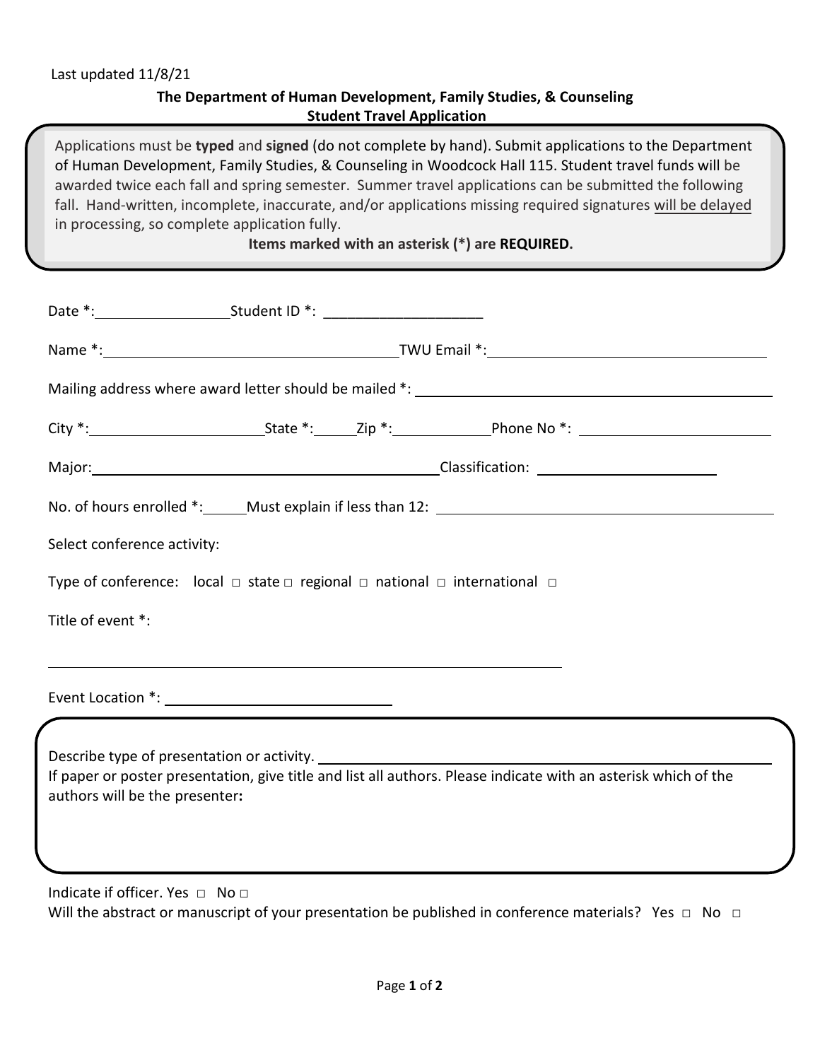Last updated 11/8/21

**The Department of Human Development, Family Studies, & Counseling**
**Student Travel Application**

Applications must be **typed** and **signed** (do not complete by hand). Submit applications to the Department of Human Development, Family Studies, & Counseling in Woodcock Hall 115. Student travel funds will be awarded twice each fall and spring semester. Summer travel applications can be submitted the following fall. Hand-written, incomplete, inaccurate, and/or applications missing required signatures will be delayed in processing, so complete application fully.

**Items marked with an asterisk (*) are REQUIRED.**

Date *:________________ Student ID *: ____________________

Name *:____________________________________ TWU Email *:____________________________________

Mailing address where award letter should be mailed *: ____________________________________________

City *:______________________ State *:_____ Zip *:____________ Phone No *: ________________________

Major:__________________________________________ Classification: ______________________

No. of hours enrolled *:_____ Must explain if less than 12: ________________________________________

Select conference activity:

Type of conference: local ☐ state ☐ regional ☐ national ☐ international ☐

Title of event *:

_________________________________________________________________

Event Location *: ____________________________

Describe type of presentation or activity. ______________________________________________________

If paper or poster presentation, give title and list all authors. Please indicate with an asterisk which of the authors will be the presenter**:**

Indicate if officer. Yes ☐ No ☐

Will the abstract or manuscript of your presentation be published in conference materials? Yes ☐ No ☐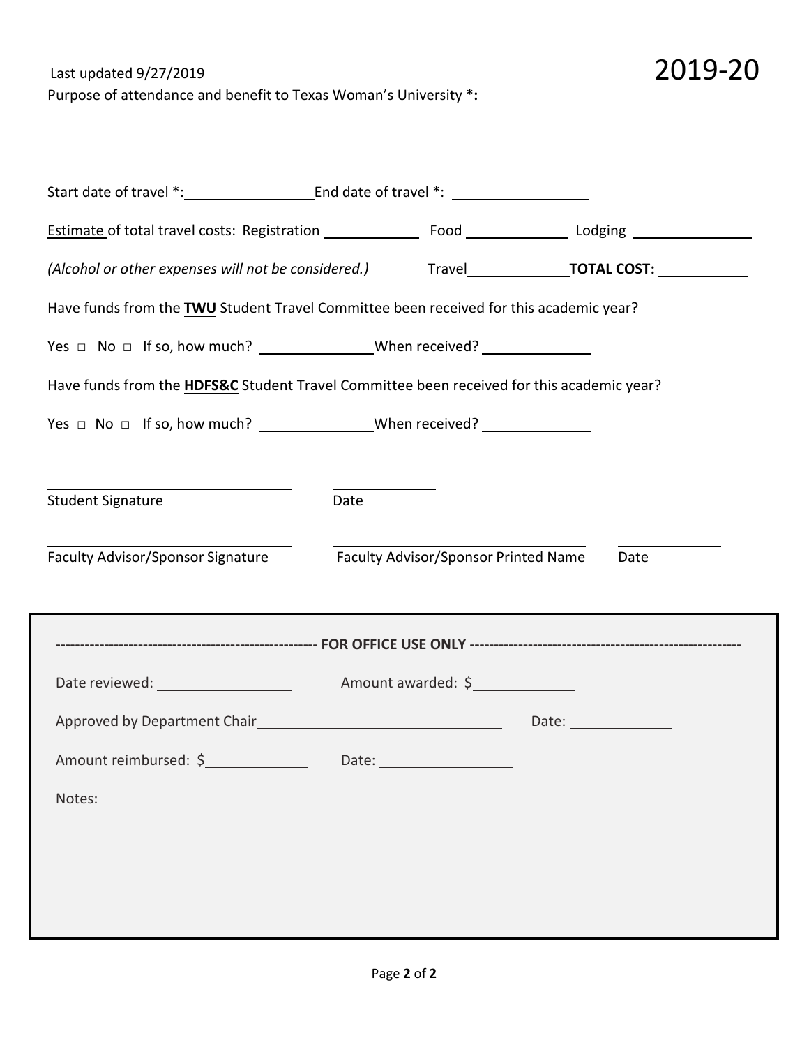Last updated 9/27/2019

2019-20

Purpose of attendance and benefit to Texas Woman's University *:

Start date of travel *: ________________ End date of travel *: ________________

Estimate of total travel costs: Registration ____________ Food ____________ Lodging ______________

*(Alcohol or other expenses will not be considered.)* Travel ____________ **TOTAL COST:** ___________

Have funds from the **TWU** Student Travel Committee been received for this academic year?

Yes □ No □ If so, how much? ______________ When received? _____________

Have funds from the **HDFS&C** Student Travel Committee been received for this academic year?

Yes □ No □ If so, how much? ______________ When received? _____________

______________________________ ____________

Student Signature Date

______________________________ ______________________________ ____________

Faculty Advisor/Sponsor Signature Faculty Advisor/Sponsor Printed Name Date

---

**FOR OFFICE USE ONLY**

Date reviewed: ________________ Amount awarded: $____________

Approved by Department Chair ______________________________ Date: ____________

Amount reimbursed: $____________ Date: ________________

Notes: